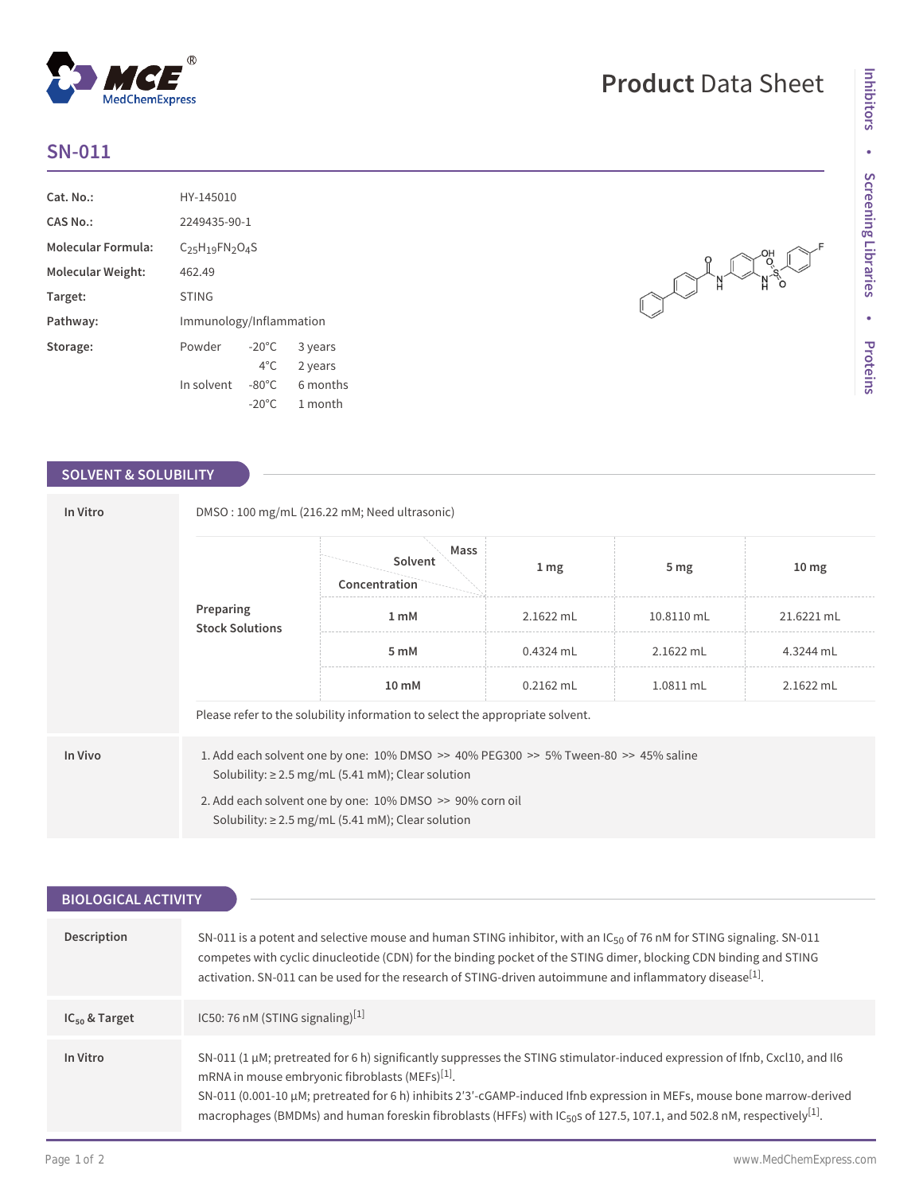# SN-011

| | |
|---|---|
| **Cat. No.:** | HY-145010 |
| **CAS No.:** | 2249435-90-1 |
| **Molecular Formula:** | $C_{25}H_{19}FN_2O_4S$ |
| **Molecular Weight:** | 462.49 |
| **Target:** | STING |
| **Pathway:** | Immunology/Inflammation |
| **Storage:** | Powder -20°C 3 years; 4°C 2 years. In solvent -80°C 6 months; -20°C 1 month |

## SOLVENT & SOLUBILITY

**In Vitro**

DMSO : 100 mg/mL (216.22 mM; Need ultrasonic)

**Preparing Stock Solutions**

| Solvent Concentration / Mass | 1 mg | 5 mg | 10 mg |
|---|---|---|---|
| 1 mM | 2.1622 mL | 10.8110 mL | 21.6221 mL |
| 5 mM | 0.4324 mL | 2.1622 mL | 4.3244 mL |
| 10 mM | 0.2162 mL | 1.0811 mL | 2.1622 mL |

Please refer to the solubility information to select the appropriate solvent.

**In Vivo**

1. Add each solvent one by one: 10% DMSO >> 40% PEG300 >> 5% Tween-80 >> 45% saline
   Solubility: ≥ 2.5 mg/mL (5.41 mM); Clear solution
2. Add each solvent one by one: 10% DMSO >> 90% corn oil
   Solubility: ≥ 2.5 mg/mL (5.41 mM); Clear solution

## BIOLOGICAL ACTIVITY

**Description**

SN-011 is a potent and selective mouse and human STING inhibitor, with an $IC_{50}$ of 76 nM for STING signaling. SN-011 competes with cyclic dinucleotide (CDN) for the binding pocket of the STING dimer, blocking CDN binding and STING activation. SN-011 can be used for the research of STING-driven autoimmune and inflammatory disease[1].

**$IC_{50}$ & Target**

IC50: 76 nM (STING signaling)[1]

**In Vitro**

SN-011 (1 μM; pretreated for 6 h) significantly suppresses the STING stimulator-induced expression of Ifnb, Cxcl10, and Il6 mRNA in mouse embryonic fibroblasts (MEFs)[1].

SN-011 (0.001-10 μM; pretreated for 6 h) inhibits 2'3'-cGAMP-induced Ifnb expression in MEFs, mouse bone marrow-derived macrophages (BMDMs) and human foreskin fibroblasts (HFFs) with $IC_{50}$s of 127.5, 107.1, and 502.8 nM, respectively[1].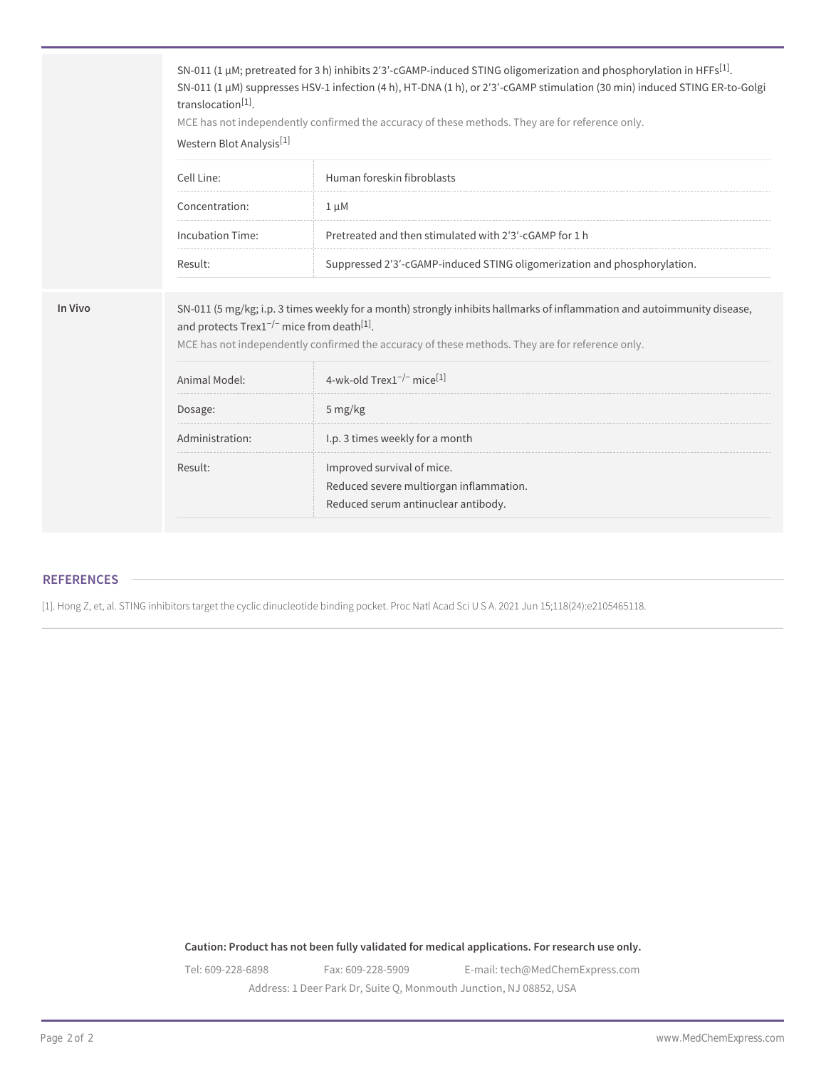SN-011 (1 μM; pretreated for 3 h) inhibits 2′3′-cGAMP-induced STING oligomerization and phosphorylation in HFFs[1].
SN-011 (1 μM) suppresses HSV-1 infection (4 h), HT-DNA (1 h), or 2′3′-cGAMP stimulation (30 min) induced STING ER-to-Golgi translocation[1].

MCE has not independently confirmed the accuracy of these methods. They are for reference only.

Western Blot Analysis[1]

| | |
|---|---|
| Cell Line: | Human foreskin fibroblasts |
| Concentration: | 1 μM |
| Incubation Time: | Pretreated and then stimulated with 2′3′-cGAMP for 1 h |
| Result: | Suppressed 2′3′-cGAMP-induced STING oligomerization and phosphorylation. |

**In Vivo**

SN-011 (5 mg/kg; i.p. 3 times weekly for a month) strongly inhibits hallmarks of inflammation and autoimmunity disease, and protects Trex1$^{-/-}$ mice from death[1].

MCE has not independently confirmed the accuracy of these methods. They are for reference only.

| | |
|---|---|
| Animal Model: | 4-wk-old Trex1$^{-/-}$ mice[1] |
| Dosage: | 5 mg/kg |
| Administration: | I.p. 3 times weekly for a month |
| Result: | Improved survival of mice.<br>Reduced severe multiorgan inflammation.<br>Reduced serum antinuclear antibody. |

## REFERENCES

[1]. Hong Z, et, al. STING inhibitors target the cyclic dinucleotide binding pocket. Proc Natl Acad Sci U S A. 2021 Jun 15;118(24):e2105465118.

**Caution: Product has not been fully validated for medical applications. For research use only.**

Tel: 609-228-6898 Fax: 609-228-5909 E-mail: tech@MedChemExpress.com

Address: 1 Deer Park Dr, Suite Q, Monmouth Junction, NJ 08852, USA